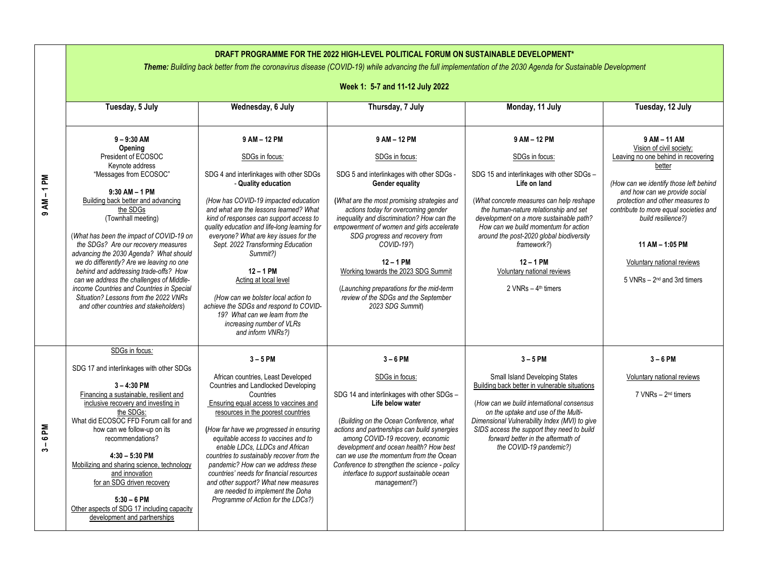# DRAFT PROGRAMME FOR THE 2022 HIGH-LEVEL POLITICAL FORUM ON SUSTAINABLE DEVELOPMENT*

***Theme:*** *Building back better from the coronavirus disease (COVID-19) while advancing the full implementation of the 2030 Agenda for Sustainable Development*

**Week 1: 5-7 and 11-12 July 2022**

| | Tuesday, 5 July | Wednesday, 6 July | Thursday, 7 July | Monday, 11 July | Tuesday, 12 July |
|---|---|---|---|---|---|
| **9 AM – 1 PM** | **9 – 9:30 AM**<br>**Opening**<br>President of ECOSOC<br>Keynote address<br>"Messages from ECOSOC"<br><br>**9:30 AM – 1 PM**<br>Building back better and advancing the SDGs<br>(Townhall meeting)<br><br>(*What has been the impact of COVID-19 on the SDGs? Are our recovery measures advancing the 2030 Agenda? What should we do differently? Are we leaving no one behind and addressing trade-offs? How can we address the challenges of Middle-income Countries and Countries in Special Situation? Lessons from the 2022 VNRs and other countries and stakeholders*) | **9 AM – 12 PM**<br><br>SDGs in focus*:*<br><br>SDG 4 and interlinkages with other SDGs - **Quality education**<br><br>*(How has COVID-19 impacted education and what are the lessons learned? What kind of responses can support access to quality education and life-long learning for everyone? What are key issues for the Sept. 2022 Transforming Education Summit?)*<br><br>**12 – 1 PM**<br>Acting at local level<br><br>*(How can we bolster local action to achieve the SDGs and respond to COVID-19? What can we learn from the increasing number of VLRs and inform VNRs?)* | **9 AM – 12 PM**<br><br>SDGs in focus:<br><br>SDG 5 and interlinkages with other SDGs - **Gender equality**<br><br>**(***What are the most promising strategies and actions today for overcoming gender inequality and discrimination? How can the empowerment of women and girls accelerate SDG progress and recovery from COVID-19?*)<br><br>**12 – 1 PM**<br>Working towards the 2023 SDG Summit<br><br>(*Launching preparations for the mid-term review of the SDGs and the September 2023 SDG Summit*) | **9 AM – 12 PM**<br><br>SDGs in focus:<br><br>SDG 15 and interlinkages with other SDGs – **Life on land**<br><br>(*What concrete measures can help reshape the human-nature relationship and set development on a more sustainable path? How can we build momentum for action around the post-2020 global biodiversity framework?*)<br><br>**12 – 1 PM**<br>Voluntary national reviews<br><br>2 VNRs – 4th timers | **9 AM – 11 AM**<br>Vision of civil society:<br>Leaving no one behind in recovering better<br><br>*(How can we identify those left behind and how can we provide social protection and other measures to contribute to more equal societies and build resilience?)*<br><br>**11 AM – 1:05 PM**<br><br>Voluntary national reviews<br><br>5 VNRs – 2nd and 3rd timers |
| **3 – 6 PM** | SDGs in focus*:*<br><br>SDG 17 and interlinkages with other SDGs<br><br>**3 – 4:30 PM**<br>Financing a sustainable, resilient and inclusive recovery and investing in the SDGs:<br>What did ECOSOC FFD Forum call for and how can we follow-up on its recommendations?<br><br>**4:30 – 5:30 PM**<br>Mobilizing and sharing science, technology and innovation for an SDG driven recovery<br><br>**5:30 – 6 PM**<br>Other aspects of SDG 17 including capacity development and partnerships | **3 – 5 PM**<br><br>African countries, Least Developed Countries and Landlocked Developing Countries<br>Ensuring equal access to vaccines and resources in the poorest countries<br><br>**(***How far have we progressed in ensuring equitable access to vaccines and to enable LDCs, LLDCs and African countries to sustainably recover from the pandemic? How can we address these countries' needs for financial resources and other support? What new measures are needed to implement the Doha Programme of Action for the LDCs?)* | **3 – 6 PM**<br><br>SDGs in focus:<br><br>SDG 14 and interlinkages with other SDGs – **Life below water**<br><br>(*Building on the Ocean Conference, what actions and partnerships can build synergies among COVID-19 recovery, economic development and ocean health? How best can we use the momentum from the Ocean Conference to strengthen the science - policy interface to support sustainable ocean management?*) | **3 – 5 PM**<br><br>Small Island Developing States<br>Building back better in vulnerable situations<br><br>(*How can we build international consensus on the uptake and use of the Multi-Dimensional Vulnerability Index (MVI) to give SIDS access the support they need to build forward better in the aftermath of the COVID-19 pandemic?)* | **3 – 6 PM**<br><br>Voluntary national reviews<br><br>7 VNRs – 2nd timers |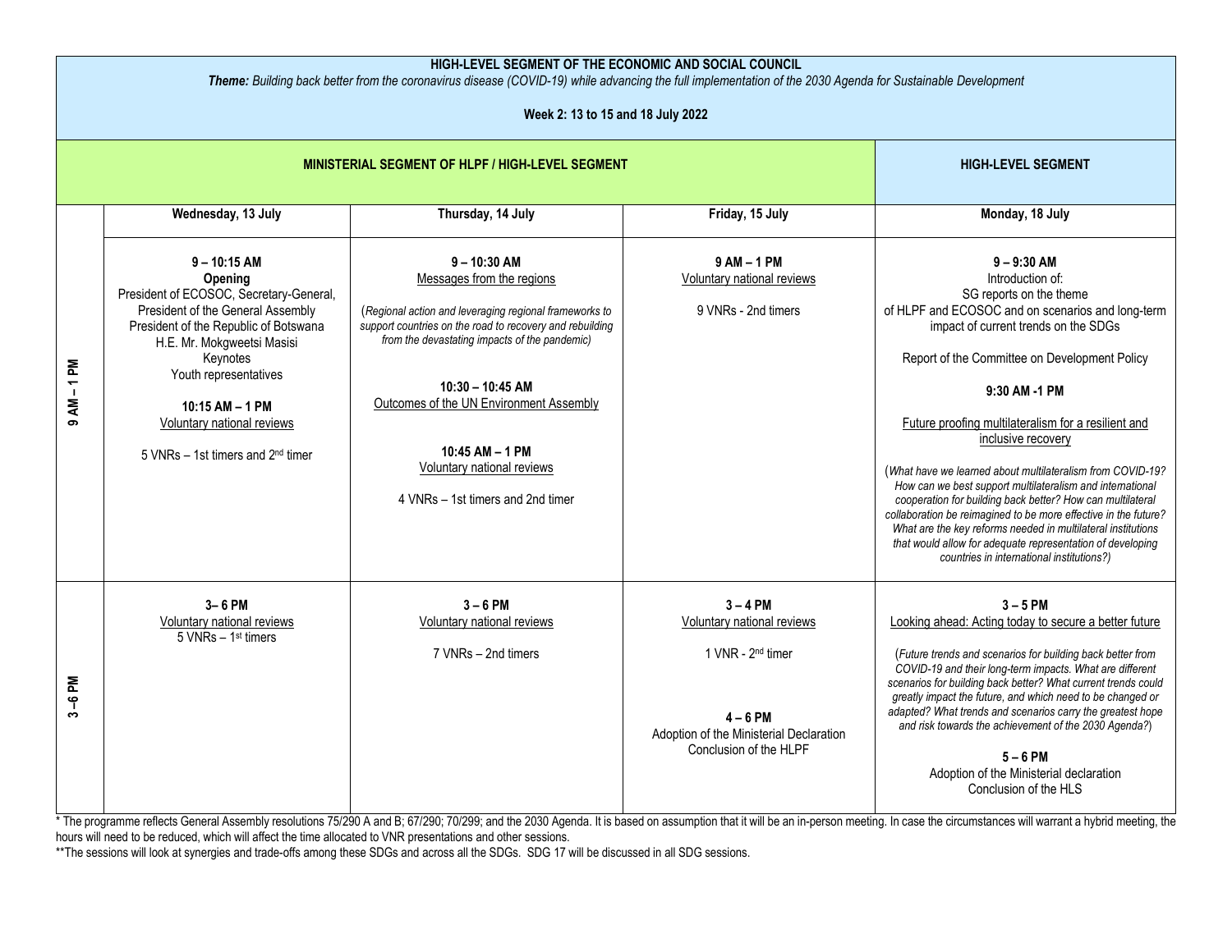**HIGH-LEVEL SEGMENT OF THE ECONOMIC AND SOCIAL COUNCIL**

***Theme:*** *Building back better from the coronavirus disease (COVID-19) while advancing the full implementation of the 2030 Agenda for Sustainable Development*

**Week 2: 13 to 15 and 18 July 2022**

| | MINISTERIAL SEGMENT OF HLPF / HIGH-LEVEL SEGMENT | | | HIGH-LEVEL SEGMENT |
|---|---|---|---|---|
| | **Wednesday, 13 July** | **Thursday, 14 July** | **Friday, 15 July** | **Monday, 18 July** |
| **9 AM – 1 PM** | **9 – 10:15 AM**<br>**Opening**<br>President of ECOSOC, Secretary-General, President of the General Assembly<br>President of the Republic of Botswana<br>H.E. Mr. Mokgweetsi Masisi<br>Keynotes<br>Youth representatives<br><br>**10:15 AM – 1 PM**<br>Voluntary national reviews<br><br>5 VNRs – 1st timers and 2nd timer | **9 – 10:30 AM**<br>Messages from the regions<br><br>(*Regional action and leveraging regional frameworks to support countries on the road to recovery and rebuilding from the devastating impacts of the pandemic)*<br><br>**10:30 – 10:45 AM**<br>Outcomes of the UN Environment Assembly<br><br>**10:45 AM – 1 PM**<br>Voluntary national reviews<br><br>4 VNRs – 1st timers and 2nd timer | **9 AM – 1 PM**<br>Voluntary national reviews<br><br>9 VNRs - 2nd timers | **9 – 9:30 AM**<br>Introduction of:<br>SG reports on the theme of HLPF and ECOSOC and on scenarios and long-term impact of current trends on the SDGs<br><br>Report of the Committee on Development Policy<br><br>**9:30 AM -1 PM**<br><br>Future proofing multilateralism for a resilient and inclusive recovery<br><br>(*What have we learned about multilateralism from COVID-19? How can we best support multilateralism and international cooperation for building back better? How can multilateral collaboration be reimagined to be more effective in the future? What are the key reforms needed in multilateral institutions that would allow for adequate representation of developing countries in international institutions?)* |
| **3 –6 PM** | **3– 6 PM**<br>Voluntary national reviews<br>5 VNRs – 1st timers | **3 – 6 PM**<br>Voluntary national reviews<br><br>7 VNRs – 2nd timers | **3 – 4 PM**<br>Voluntary national reviews<br><br>1 VNR - 2nd timer<br><br>**4 – 6 PM**<br>Adoption of the Ministerial Declaration<br>Conclusion of the HLPF | **3 – 5 PM**<br>Looking ahead: Acting today to secure a better future<br><br>(*Future trends and scenarios for building back better from COVID-19 and their long-term impacts. What are different scenarios for building back better? What current trends could greatly impact the future, and which need to be changed or adapted? What trends and scenarios carry the greatest hope and risk towards the achievement of the 2030 Agenda?*)<br><br>**5 – 6 PM**<br>Adoption of the Ministerial declaration<br>Conclusion of the HLS |

* The programme reflects General Assembly resolutions 75/290 A and B; 67/290; 70/299; and the 2030 Agenda. It is based on assumption that it will be an in-person meeting. In case the circumstances will warrant a hybrid meeting, the hours will need to be reduced, which will affect the time allocated to VNR presentations and other sessions.

**The sessions will look at synergies and trade-offs among these SDGs and across all the SDGs. SDG 17 will be discussed in all SDG sessions.